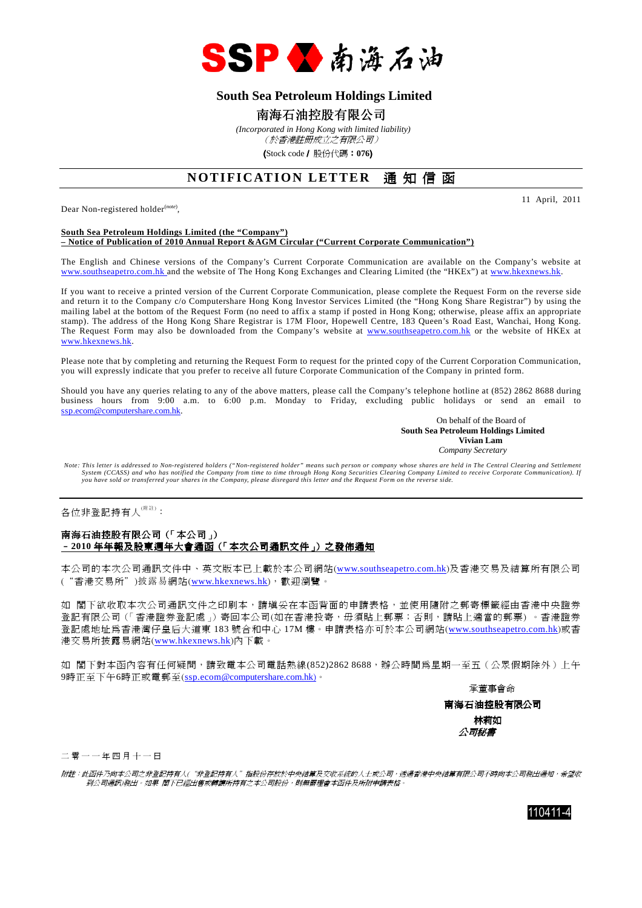SSP 南海石油

# South Sea Petroleum Holdings Limited

# 南海石油控股有限公司

*(Incorporated in Hong Kong with limited liability)*
*（於香港註冊成立之有限公司）*

**(**Stock code **/** 股份代碼**：076)**

## NOTIFICATION LETTER 通知信函

11 April, 2011

Dear Non-registered holder[(note)],

**South Sea Petroleum Holdings Limited (the "Company")**
**– Notice of Publication of 2010 Annual Report &AGM Circular ("Current Corporate Communication")**

The English and Chinese versions of the Company's Current Corporate Communication are available on the Company's website at www.southseapetro.com.hk and the website of The Hong Kong Exchanges and Clearing Limited (the "HKEx") at www.hkexnews.hk.

If you want to receive a printed version of the Current Corporate Communication, please complete the Request Form on the reverse side and return it to the Company c/o Computershare Hong Kong Investor Services Limited (the "Hong Kong Share Registrar") by using the mailing label at the bottom of the Request Form (no need to affix a stamp if posted in Hong Kong; otherwise, please affix an appropriate stamp). The address of the Hong Kong Share Registrar is 17M Floor, Hopewell Centre, 183 Queen's Road East, Wanchai, Hong Kong. The Request Form may also be downloaded from the Company's website at www.southseapetro.com.hk or the website of HKEx at www.hkexnews.hk.

Please note that by completing and returning the Request Form to request for the printed copy of the Current Corporation Communication, you will expressly indicate that you prefer to receive all future Corporate Communication of the Company in printed form.

Should you have any queries relating to any of the above matters, please call the Company's telephone hotline at (852) 2862 8688 during business hours from 9:00 a.m. to 6:00 p.m. Monday to Friday, excluding public holidays or send an email to ssp.ecom@computershare.com.hk.

On behalf of the Board of
**South Sea Petroleum Holdings Limited**
**Vivian Lam**
*Company Secretary*

*Note: This letter is addressed to Non-registered holders ("Non-registered holder" means such person or company whose shares are held in The Central Clearing and Settlement System (CCASS) and who has notified the Company from time to time through Hong Kong Securities Clearing Company Limited to receive Corporate Communication). If you have sold or transferred your shares in the Company, please disregard this letter and the Request Form on the reverse side.*

---

各位非登記持有人[(附註)]：

**南海石油控股有限公司（「本公司」）**
**– 2010 年年報及股東週年大會通函（「本次公司通訊文件」）之發佈通知**

本公司的本次公司通訊文件中、英文版本已上載於本公司網站(www.southseapetro.com.hk)及香港交易及結算所有限公司（"香港交易所"）披露易網站(www.hkexnews.hk)，歡迎瀏覽。

如 閣下欲收取本次公司通訊文件之印刷本，請填妥在本函背面的申請表格，並使用隨附之郵寄標籤經由香港中央證券登記有限公司（「香港證券登記處」）寄回本公司(如在香港投寄，毋須貼上郵票；否則，請貼上適當的郵票）。香港證券登記處地址爲香港灣仔皇后大道東 183 號合和中心 17M 樓。申請表格亦可於本公司網站(www.southseapetro.com.hk)或香港交易所披露易網站(www.hkexnews.hk)內下載。

如 閣下對本函內容有任何疑問，請致電本公司電話熱線(852)2862 8688，辦公時間爲星期一至五（公眾假期除外）上午9時正至下午6時正或電郵至(ssp.ecom@computershare.com.hk)。

承董事會命
**南海石油控股有限公司**
**林莉如**
***公司秘書***

二零一一年四月十一日

*附註：此函件乃向本公司之非登記持有人("非登記持有人"指股份存放於中央結算及交收系統的人士或公司，透過香港中央結算有限公司不時向本公司發出通知，希望收到公司通訊)發出。如果 閣下已經出售或轉讓所持有之本公司股份，則無需理會本函件及所附申請表格。*

110411-4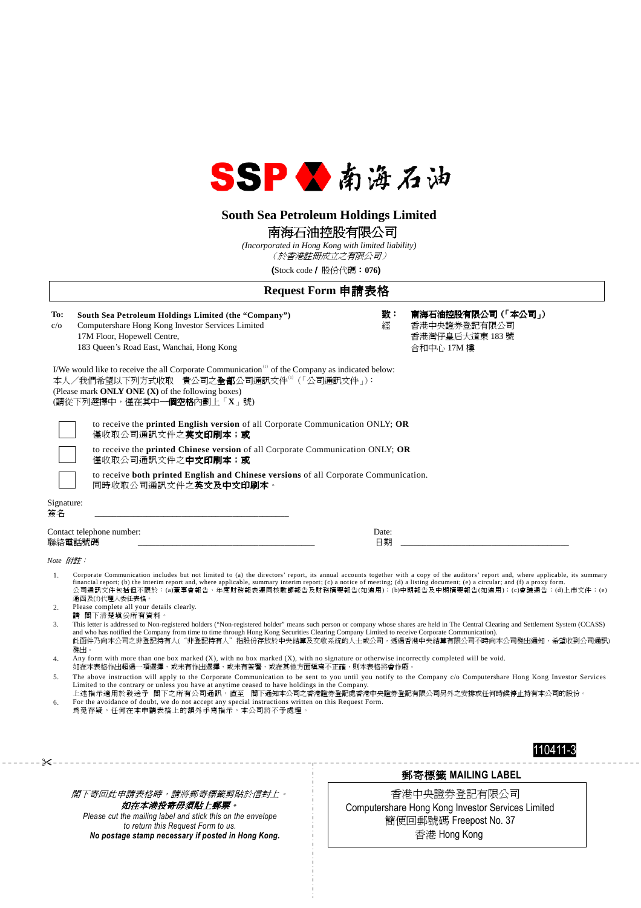# SSP 南海石油

## South Sea Petroleum Holdings Limited

## 南海石油控股有限公司

*(Incorporated in Hong Kong with limited liability)*
*（於香港註冊成立之有限公司）*

(Stock code / 股份代碼：076)

## Request Form 申請表格

**To:** **South Sea Petroleum Holdings Limited (the "Company")**
c/o Computershare Hong Kong Investor Services Limited
17M Floor, Hopewell Centre,
183 Queen's Road East, Wanchai, Hong Kong

**致：** **南海石油控股有限公司（「本公司」）**
經 香港中央證券登記有限公司
香港灣仔皇后大道東 183 號
合和中心 17M 樓

I/We would like to receive the all Corporate Communication[1] of the Company as indicated below:
本人／我們希望以下列方式收取　貴公司之**全部**公司通訊文件[1]（「公司通訊文件」）：
(Please mark **ONLY ONE (X)** of the following boxes)
(請從下列選擇中，僅在其中**一個空格**內劃上「**X**」號)

☐ to receive the **printed English version** of all Corporate Communication ONLY; **OR**
僅收取公司通訊文件之**英文印刷本；或**

☐ to receive the **printed Chinese version** of all Corporate Communication ONLY; **OR**
僅收取公司通訊文件之**中文印刷本；或**

☐ to receive **both printed English and Chinese versions** of all Corporate Communication.
同時收取公司通訊文件之**英文及中文印刷本**。

Signature:
簽名 ________________________________________

Contact telephone number:
聯絡電話號碼 ________________________________________

Date:
日期 ________________________________________

*Note 附註：*

1. Corporate Communication includes but not limited to (a) the directors' report, its annual accounts together with a copy of the auditors' report and, where applicable, its summary financial report; (b) the interim report and, where applicable, summary interim report; (c) a notice of meeting; (d) a listing document; (e) a circular; and (f) a proxy form.
公司通訊文件包括但不限於：(a)董事會報告、年度財務報表連同核數師報告及財務摘要報告(如適用)；(b)中期報告及中期摘要報告(如適用)；(c)會議通告；(d)上市文件；(e)通函及(f)代理人委任表格。
2. Please complete all your details clearly.
請　閣下清楚填妥所有資料。
3. This letter is addressed to Non-registered holders ("Non-registered holder" means such person or company whose shares are held in The Central Clearing and Settlement System (CCASS) and who has notified the Company from time to time through Hong Kong Securities Clearing Company Limited to receive Corporate Communication).
此函件乃向本公司之非登記持有人("非登記持有人"指股份存放於中央結算及交收系統的人士或公司，透過香港中央結算有限公司不時向本公司發出通知，希望收到公司通訊)發出。
4. Any form with more than one box marked (X), with no box marked (X), with no signature or otherwise incorrectly completed will be void.
如在本表格作出超過一項選擇、或未有作出選擇、或未有簽署、或在其他方面填寫不正確，則本表格將會作廢。
5. The above instruction will apply to the Corporate Communication to be sent to you until you notify to the Company c/o Computershare Hong Kong Investor Services Limited to the contrary or unless you have at anytime ceased to have holdings in the Company.
上述指示適用於發送予　閣下之所有公司通訊，直至　閣下通知本公司之香港證券登記處香港中央證券登記有限公司另外之安排或任何時候停止持有本公司的股份。
6. For the avoidance of doubt, we do not accept any special instructions written on this Request Form.
為免存疑，任何在本申請表格上的額外手寫指示，本公司將不予處理。

110411-3

---

*閣下寄回此申請表格時，請將郵寄標籤剪貼於信封上。*
***如在本港投寄毋須貼上郵票。***
*Please cut the mailing label and stick this on the envelope to return this Request Form to us.*
***No postage stamp necessary if posted in Hong Kong.***

**郵寄標籤 MAILING LABEL**

香港中央證券登記有限公司
Computershare Hong Kong Investor Services Limited
簡便回郵號碼 Freepost No. 37
香港 Hong Kong